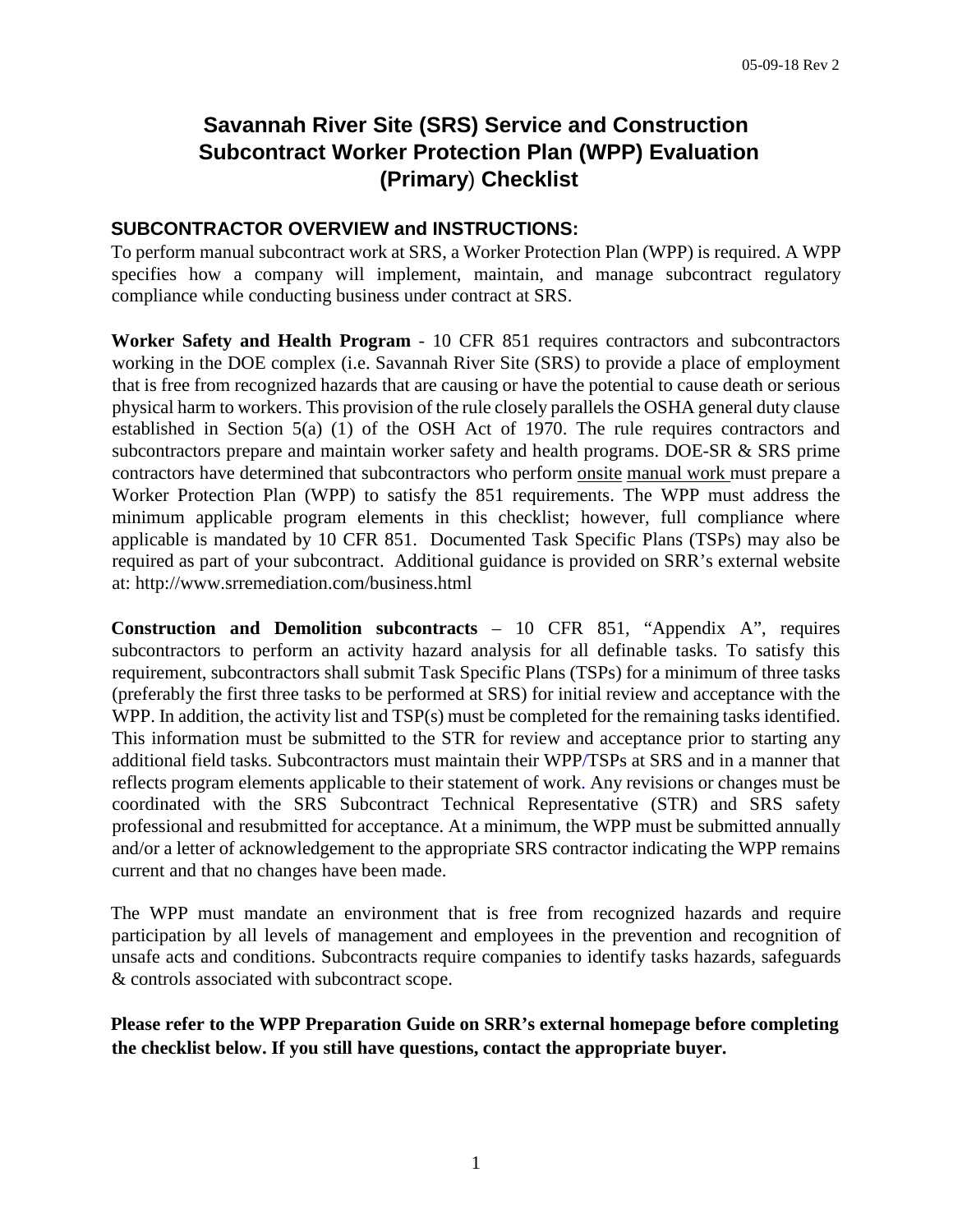# Savannah River Site (SRS) Service and Construction Subcontract Worker Protection Plan (WPP) Evaluation (Primary) Checklist

## SUBCONTRACTOR OVERVIEW and INSTRUCTIONS:

To perform manual subcontract work at SRS, a Worker Protection Plan (WPP) is required. A WPP specifies how a company will implement, maintain, and manage subcontract regulatory compliance while conducting business under contract at SRS.

**Worker Safety and Health Program** - 10 CFR 851 requires contractors and subcontractors working in the DOE complex (i.e. Savannah River Site (SRS) to provide a place of employment that is free from recognized hazards that are causing or have the potential to cause death or serious physical harm to workers. This provision of the rule closely parallels the OSHA general duty clause established in Section 5(a) (1) of the OSH Act of 1970. The rule requires contractors and subcontractors prepare and maintain worker safety and health programs. DOE-SR & SRS prime contractors have determined that subcontractors who perform onsite manual work must prepare a Worker Protection Plan (WPP) to satisfy the 851 requirements. The WPP must address the minimum applicable program elements in this checklist; however, full compliance where applicable is mandated by 10 CFR 851. Documented Task Specific Plans (TSPs) may also be required as part of your subcontract. Additional guidance is provided on SRR's external website at: http://www.srremediation.com/business.html

**Construction and Demolition subcontracts** – 10 CFR 851, "Appendix A", requires subcontractors to perform an activity hazard analysis for all definable tasks. To satisfy this requirement, subcontractors shall submit Task Specific Plans (TSPs) for a minimum of three tasks (preferably the first three tasks to be performed at SRS) for initial review and acceptance with the WPP. In addition, the activity list and TSP(s) must be completed for the remaining tasks identified. This information must be submitted to the STR for review and acceptance prior to starting any additional field tasks. Subcontractors must maintain their WPP/TSPs at SRS and in a manner that reflects program elements applicable to their statement of work. Any revisions or changes must be coordinated with the SRS Subcontract Technical Representative (STR) and SRS safety professional and resubmitted for acceptance. At a minimum, the WPP must be submitted annually and/or a letter of acknowledgement to the appropriate SRS contractor indicating the WPP remains current and that no changes have been made.

The WPP must mandate an environment that is free from recognized hazards and require participation by all levels of management and employees in the prevention and recognition of unsafe acts and conditions. Subcontracts require companies to identify tasks hazards, safeguards & controls associated with subcontract scope.

**Please refer to the WPP Preparation Guide on SRR's external homepage before completing the checklist below. If you still have questions, contact the appropriate buyer.**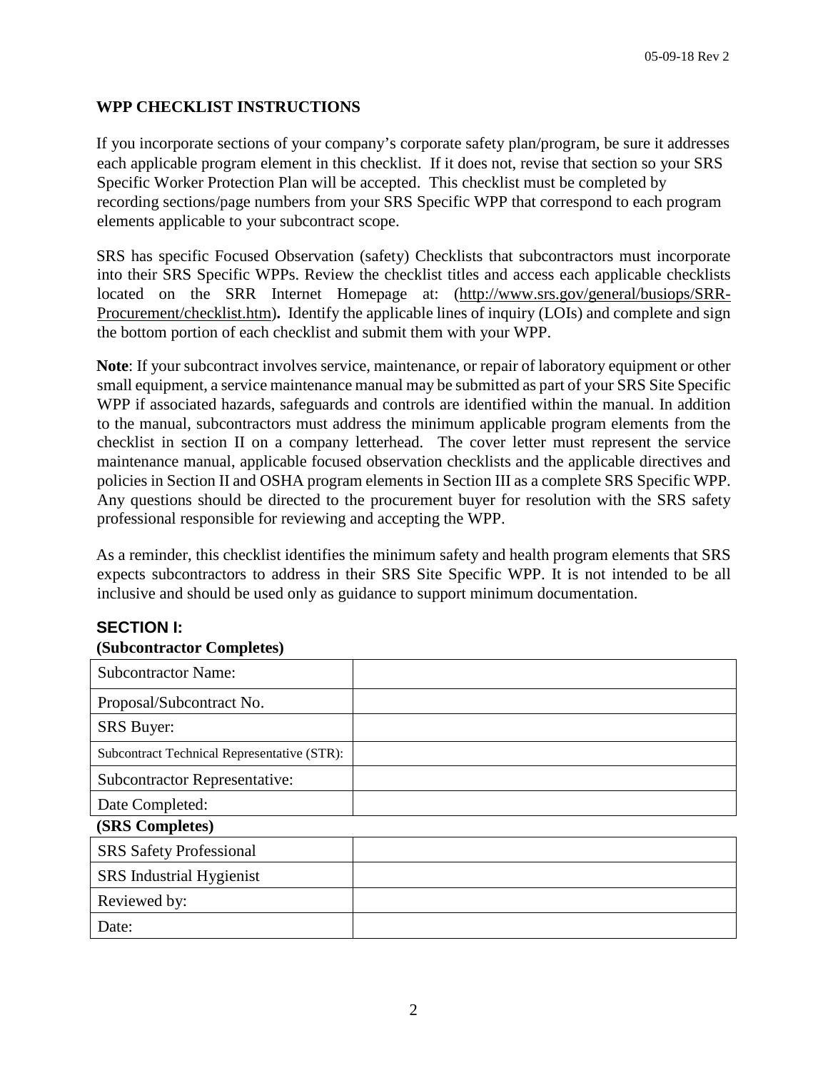## WPP CHECKLIST INSTRUCTIONS

If you incorporate sections of your company's corporate safety plan/program, be sure it addresses each applicable program element in this checklist. If it does not, revise that section so your SRS Specific Worker Protection Plan will be accepted. This checklist must be completed by recording sections/page numbers from your SRS Specific WPP that correspond to each program elements applicable to your subcontract scope.

SRS has specific Focused Observation (safety) Checklists that subcontractors must incorporate into their SRS Specific WPPs. Review the checklist titles and access each applicable checklists located on the SRR Internet Homepage at: (http://www.srs.gov/general/busiops/SRR-Procurement/checklist.htm)**.** Identify the applicable lines of inquiry (LOIs) and complete and sign the bottom portion of each checklist and submit them with your WPP.

**Note**: If your subcontract involves service, maintenance, or repair of laboratory equipment or other small equipment, a service maintenance manual may be submitted as part of your SRS Site Specific WPP if associated hazards, safeguards and controls are identified within the manual. In addition to the manual, subcontractors must address the minimum applicable program elements from the checklist in section II on a company letterhead. The cover letter must represent the service maintenance manual, applicable focused observation checklists and the applicable directives and policies in Section II and OSHA program elements in Section III as a complete SRS Specific WPP. Any questions should be directed to the procurement buyer for resolution with the SRS safety professional responsible for reviewing and accepting the WPP.

As a reminder, this checklist identifies the minimum safety and health program elements that SRS expects subcontractors to address in their SRS Site Specific WPP. It is not intended to be all inclusive and should be used only as guidance to support minimum documentation.

### SECTION I:

**(Subcontractor Completes)**

| | |
|---|---|
| Subcontractor Name: | |
| Proposal/Subcontract No. | |
| SRS Buyer: | |
| Subcontract Technical Representative (STR): | |
| Subcontractor Representative: | |
| Date Completed: | |

**(SRS Completes)**

| | |
|---|---|
| SRS Safety Professional | |
| SRS Industrial Hygienist | |
| Reviewed by: | |
| Date: | |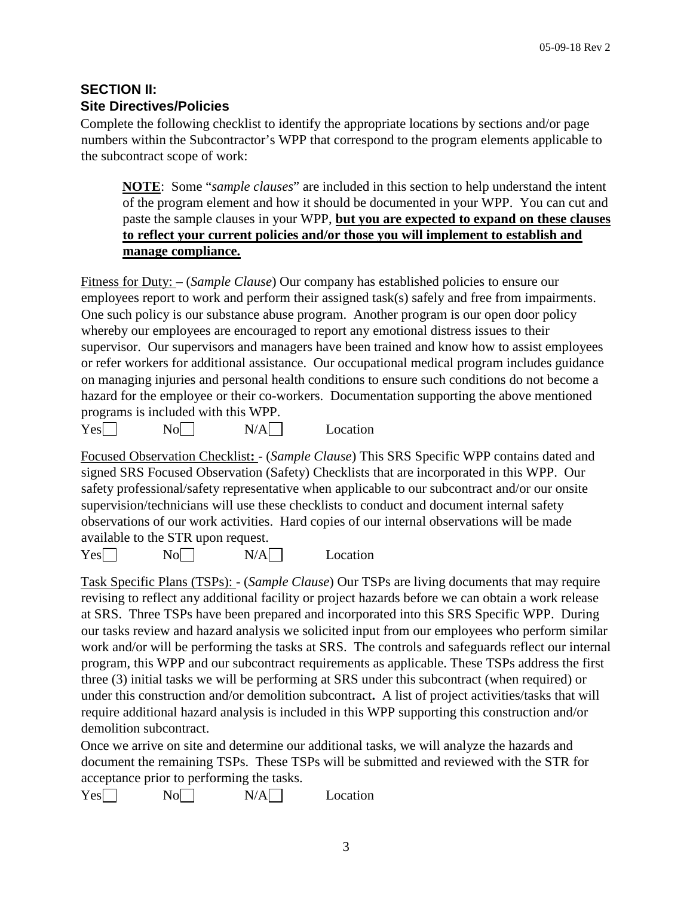## SECTION II:
## Site Directives/Policies

Complete the following checklist to identify the appropriate locations by sections and/or page numbers within the Subcontractor's WPP that correspond to the program elements applicable to the subcontract scope of work:

> **NOTE**: Some "*sample clauses*" are included in this section to help understand the intent of the program element and how it should be documented in your WPP. You can cut and paste the sample clauses in your WPP, **but you are expected to expand on these clauses to reflect your current policies and/or those you will implement to establish and manage compliance.**

Fitness for Duty: – (*Sample Clause*) Our company has established policies to ensure our employees report to work and perform their assigned task(s) safely and free from impairments. One such policy is our substance abuse program. Another program is our open door policy whereby our employees are encouraged to report any emotional distress issues to their supervisor. Our supervisors and managers have been trained and know how to assist employees or refer workers for additional assistance. Our occupational medical program includes guidance on managing injuries and personal health conditions to ensure such conditions do not become a hazard for the employee or their co-workers. Documentation supporting the above mentioned programs is included with this WPP.

Yes☐ No☐ N/A☐ Location

Focused Observation Checklist**:** - (*Sample Clause*) This SRS Specific WPP contains dated and signed SRS Focused Observation (Safety) Checklists that are incorporated in this WPP. Our safety professional/safety representative when applicable to our subcontract and/or our onsite supervision/technicians will use these checklists to conduct and document internal safety observations of our work activities. Hard copies of our internal observations will be made available to the STR upon request.

Yes☐ No☐ N/A☐ Location

Task Specific Plans (TSPs): - (*Sample Clause*) Our TSPs are living documents that may require revising to reflect any additional facility or project hazards before we can obtain a work release at SRS. Three TSPs have been prepared and incorporated into this SRS Specific WPP. During our tasks review and hazard analysis we solicited input from our employees who perform similar work and/or will be performing the tasks at SRS. The controls and safeguards reflect our internal program, this WPP and our subcontract requirements as applicable. These TSPs address the first three (3) initial tasks we will be performing at SRS under this subcontract (when required) or under this construction and/or demolition subcontract**.** A list of project activities/tasks that will require additional hazard analysis is included in this WPP supporting this construction and/or demolition subcontract.

Once we arrive on site and determine our additional tasks, we will analyze the hazards and document the remaining TSPs. These TSPs will be submitted and reviewed with the STR for acceptance prior to performing the tasks.

Yes☐ No☐ N/A☐ Location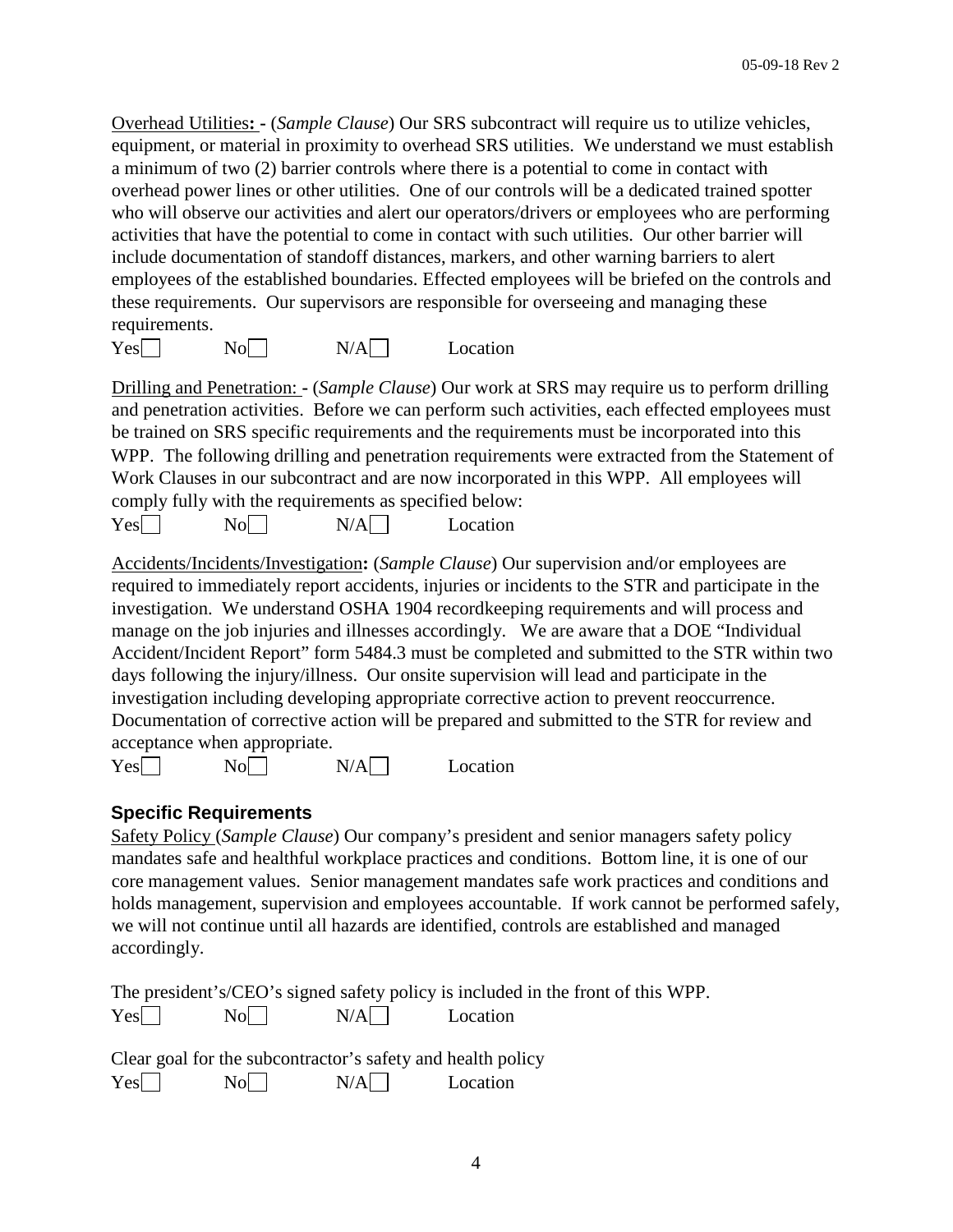<u>Overhead Utilities</u>**:** **-** (*Sample Clause*) Our SRS subcontract will require us to utilize vehicles, equipment, or material in proximity to overhead SRS utilities. We understand we must establish a minimum of two (2) barrier controls where there is a potential to come in contact with overhead power lines or other utilities. One of our controls will be a dedicated trained spotter who will observe our activities and alert our operators/drivers or employees who are performing activities that have the potential to come in contact with such utilities. Our other barrier will include documentation of standoff distances, markers, and other warning barriers to alert employees of the established boundaries. Effected employees will be briefed on the controls and these requirements. Our supervisors are responsible for overseeing and managing these requirements.

Yes☐ No☐ N/A☐ Location

<u>Drilling and Penetration:</u> **-** (*Sample Clause*) Our work at SRS may require us to perform drilling and penetration activities. Before we can perform such activities, each effected employees must be trained on SRS specific requirements and the requirements must be incorporated into this WPP. The following drilling and penetration requirements were extracted from the Statement of Work Clauses in our subcontract and are now incorporated in this WPP. All employees will comply fully with the requirements as specified below:

Yes☐ No☐ N/A☐ Location

<u>Accidents/Incidents/Investigation</u>**:** (*Sample Clause*) Our supervision and/or employees are required to immediately report accidents, injuries or incidents to the STR and participate in the investigation. We understand OSHA 1904 recordkeeping requirements and will process and manage on the job injuries and illnesses accordingly. We are aware that a DOE "Individual Accident/Incident Report" form 5484.3 must be completed and submitted to the STR within two days following the injury/illness. Our onsite supervision will lead and participate in the investigation including developing appropriate corrective action to prevent reoccurrence. Documentation of corrective action will be prepared and submitted to the STR for review and acceptance when appropriate.

Yes☐ No☐ N/A☐ Location

## Specific Requirements

<u>Safety Policy</u> (*Sample Clause*) Our company's president and senior managers safety policy mandates safe and healthful workplace practices and conditions. Bottom line, it is one of our core management values. Senior management mandates safe work practices and conditions and holds management, supervision and employees accountable. If work cannot be performed safely, we will not continue until all hazards are identified, controls are established and managed accordingly.

The president's/CEO's signed safety policy is included in the front of this WPP.

Yes☐ No☐ N/A☐ Location

Clear goal for the subcontractor's safety and health policy

Yes☐ No☐ N/A☐ Location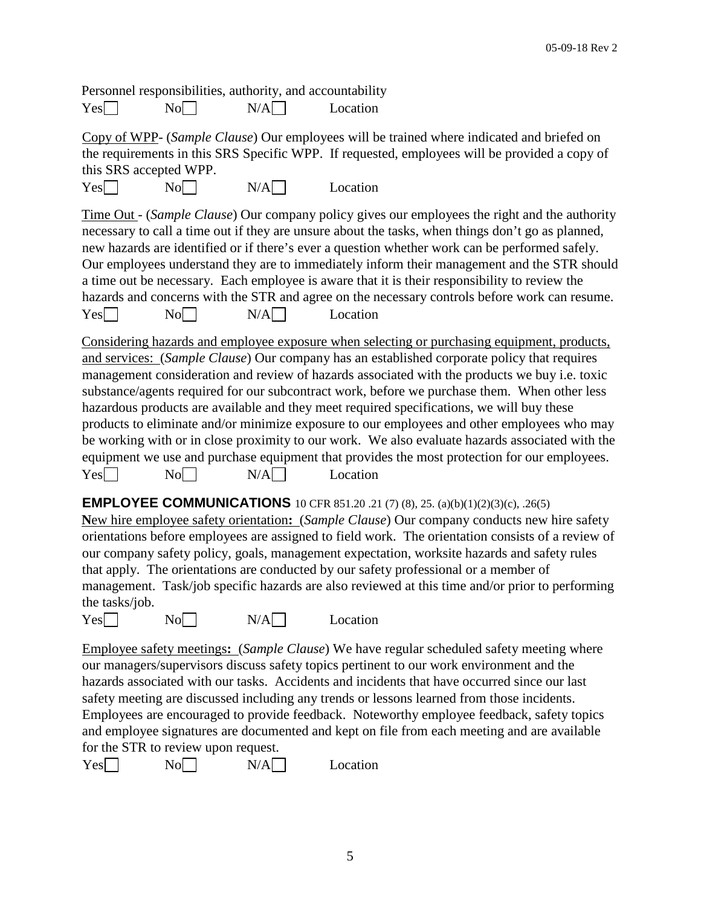Personnel responsibilities, authority, and accountability

Yes☐ No☐ N/A☐ Location

Copy of WPP- (*Sample Clause*) Our employees will be trained where indicated and briefed on the requirements in this SRS Specific WPP. If requested, employees will be provided a copy of this SRS accepted WPP.

Yes☐ No☐ N/A☐ Location

Time Out - (*Sample Clause*) Our company policy gives our employees the right and the authority necessary to call a time out if they are unsure about the tasks, when things don't go as planned, new hazards are identified or if there's ever a question whether work can be performed safely. Our employees understand they are to immediately inform their management and the STR should a time out be necessary. Each employee is aware that it is their responsibility to review the hazards and concerns with the STR and agree on the necessary controls before work can resume.

Yes☐ No☐ N/A☐ Location

Considering hazards and employee exposure when selecting or purchasing equipment, products, and services: (*Sample Clause*) Our company has an established corporate policy that requires management consideration and review of hazards associated with the products we buy i.e. toxic substance/agents required for our subcontract work, before we purchase them. When other less hazardous products are available and they meet required specifications, we will buy these products to eliminate and/or minimize exposure to our employees and other employees who may be working with or in close proximity to our work. We also evaluate hazards associated with the equipment we use and purchase equipment that provides the most protection for our employees.

Yes☐ No☐ N/A☐ Location

## EMPLOYEE COMMUNICATIONS 10 CFR 851.20 .21 (7) (8), 25. (a)(b)(1)(2)(3)(c), .26(5)

**N**ew hire employee safety orientation**:** (*Sample Clause*) Our company conducts new hire safety orientations before employees are assigned to field work. The orientation consists of a review of our company safety policy, goals, management expectation, worksite hazards and safety rules that apply. The orientations are conducted by our safety professional or a member of management. Task/job specific hazards are also reviewed at this time and/or prior to performing the tasks/job.

Yes☐ No☐ N/A☐ Location

Employee safety meetings**:** (*Sample Clause*) We have regular scheduled safety meeting where our managers/supervisors discuss safety topics pertinent to our work environment and the hazards associated with our tasks. Accidents and incidents that have occurred since our last safety meeting are discussed including any trends or lessons learned from those incidents. Employees are encouraged to provide feedback. Noteworthy employee feedback, safety topics and employee signatures are documented and kept on file from each meeting and are available for the STR to review upon request.

Yes☐ No☐ N/A☐ Location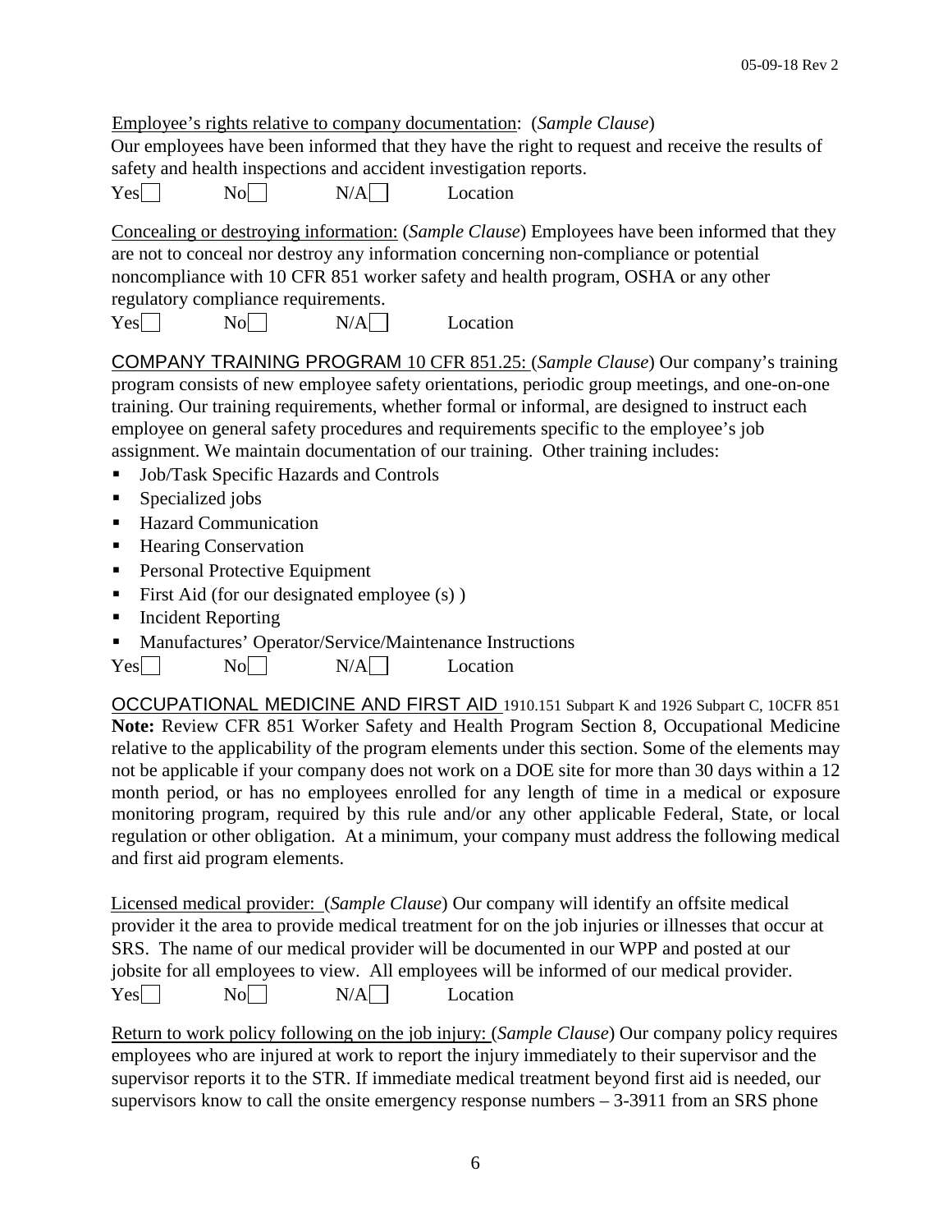Employee's rights relative to company documentation: (*Sample Clause*)
Our employees have been informed that they have the right to request and receive the results of safety and health inspections and accident investigation reports.

Yes☐ No☐ N/A☐ Location

Concealing or destroying information: (*Sample Clause*) Employees have been informed that they are not to conceal nor destroy any information concerning non-compliance or potential noncompliance with 10 CFR 851 worker safety and health program, OSHA or any other regulatory compliance requirements.

Yes☐ No☐ N/A☐ Location

COMPANY TRAINING PROGRAM 10 CFR 851.25: (*Sample Clause*) Our company's training program consists of new employee safety orientations, periodic group meetings, and one-on-one training. Our training requirements, whether formal or informal, are designed to instruct each employee on general safety procedures and requirements specific to the employee's job assignment. We maintain documentation of our training. Other training includes:

- Job/Task Specific Hazards and Controls
- Specialized jobs
- Hazard Communication
- Hearing Conservation
- Personal Protective Equipment
- First Aid (for our designated employee (s) )
- Incident Reporting
- Manufactures' Operator/Service/Maintenance Instructions

Yes☐ No☐ N/A☐ Location

OCCUPATIONAL MEDICINE AND FIRST AID 1910.151 Subpart K and 1926 Subpart C, 10CFR 851
**Note:** Review CFR 851 Worker Safety and Health Program Section 8, Occupational Medicine relative to the applicability of the program elements under this section. Some of the elements may not be applicable if your company does not work on a DOE site for more than 30 days within a 12 month period, or has no employees enrolled for any length of time in a medical or exposure monitoring program, required by this rule and/or any other applicable Federal, State, or local regulation or other obligation. At a minimum, your company must address the following medical and first aid program elements.

Licensed medical provider: (*Sample Clause*) Our company will identify an offsite medical provider it the area to provide medical treatment for on the job injuries or illnesses that occur at SRS. The name of our medical provider will be documented in our WPP and posted at our jobsite for all employees to view. All employees will be informed of our medical provider.

Yes☐ No☐ N/A☐ Location

Return to work policy following on the job injury: (*Sample Clause*) Our company policy requires employees who are injured at work to report the injury immediately to their supervisor and the supervisor reports it to the STR. If immediate medical treatment beyond first aid is needed, our supervisors know to call the onsite emergency response numbers – 3-3911 from an SRS phone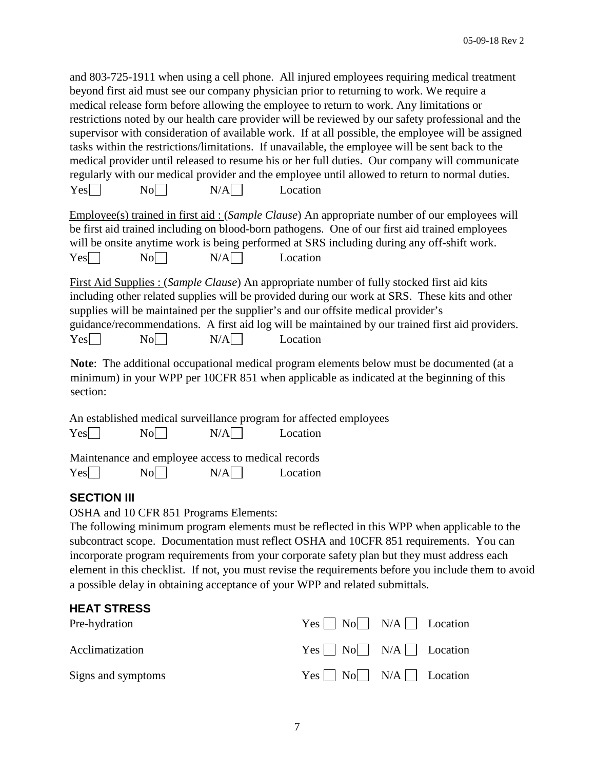and 803-725-1911 when using a cell phone. All injured employees requiring medical treatment beyond first aid must see our company physician prior to returning to work. We require a medical release form before allowing the employee to return to work. Any limitations or restrictions noted by our health care provider will be reviewed by our safety professional and the supervisor with consideration of available work. If at all possible, the employee will be assigned tasks within the restrictions/limitations. If unavailable, the employee will be sent back to the medical provider until released to resume his or her full duties. Our company will communicate regularly with our medical provider and the employee until allowed to return to normal duties.

Yes ☐ No ☐ N/A ☐ Location

Employee(s) trained in first aid : (*Sample Clause*) An appropriate number of our employees will be first aid trained including on blood-born pathogens. One of our first aid trained employees will be onsite anytime work is being performed at SRS including during any off-shift work.

Yes ☐ No ☐ N/A ☐ Location

First Aid Supplies : (*Sample Clause*) An appropriate number of fully stocked first aid kits including other related supplies will be provided during our work at SRS. These kits and other supplies will be maintained per the supplier's and our offsite medical provider's guidance/recommendations. A first aid log will be maintained by our trained first aid providers.

Yes ☐ No ☐ N/A ☐ Location

**Note**: The additional occupational medical program elements below must be documented (at a minimum) in your WPP per 10CFR 851 when applicable as indicated at the beginning of this section:

An established medical surveillance program for affected employees

Yes ☐ No ☐ N/A ☐ Location

Maintenance and employee access to medical records

Yes ☐ No ☐ N/A ☐ Location

## SECTION III

OSHA and 10 CFR 851 Programs Elements:

The following minimum program elements must be reflected in this WPP when applicable to the subcontract scope. Documentation must reflect OSHA and 10CFR 851 requirements. You can incorporate program requirements from your corporate safety plan but they must address each element in this checklist. If not, you must revise the requirements before you include them to avoid a possible delay in obtaining acceptance of your WPP and related submittals.

### HEAT STRESS

| | | | | |
|---|---|---|---|---|
| Pre-hydration | Yes ☐ | No ☐ | N/A ☐ | Location |
| Acclimatization | Yes ☐ | No ☐ | N/A ☐ | Location |
| Signs and symptoms | Yes ☐ | No ☐ | N/A ☐ | Location |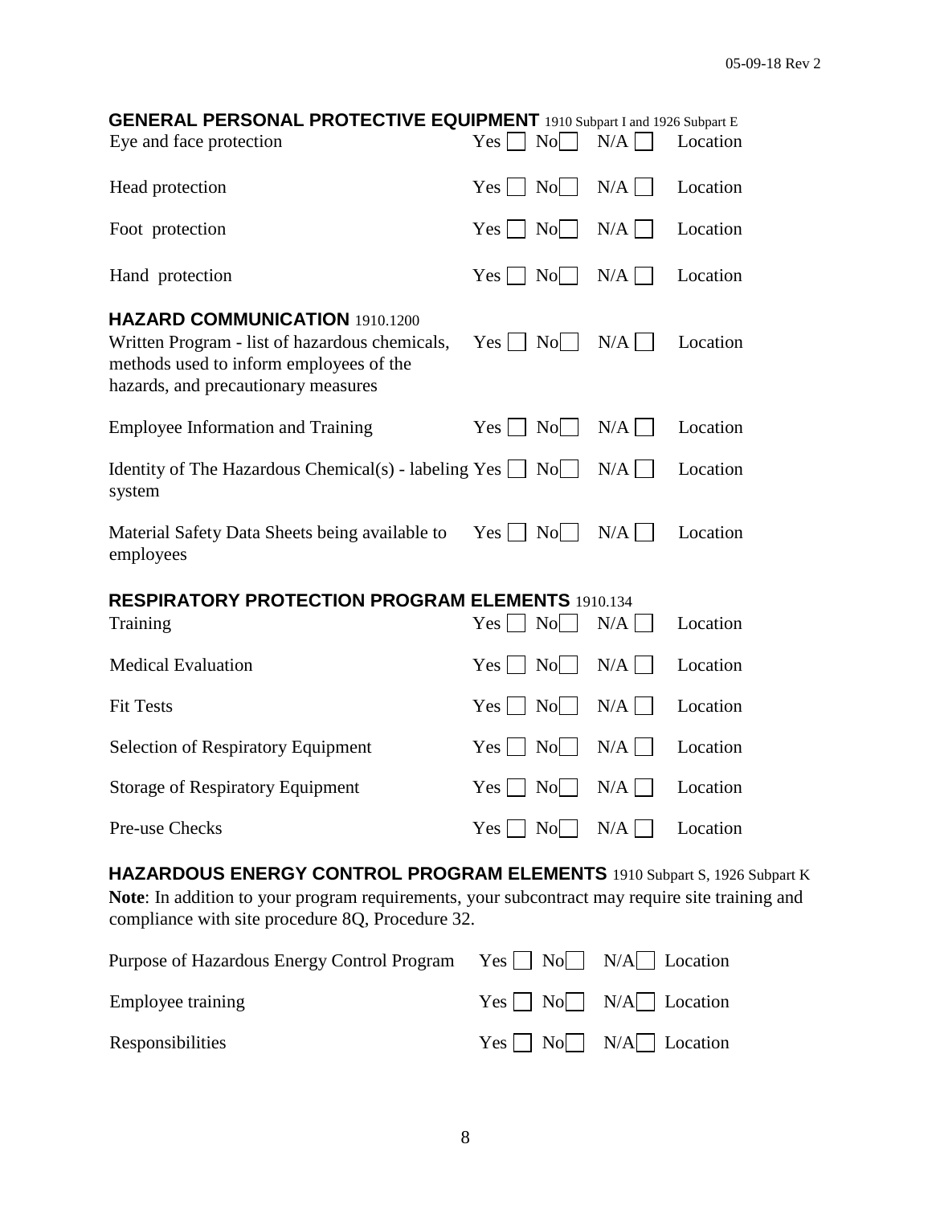### GENERAL PERSONAL PROTECTIVE EQUIPMENT 1910 Subpart I and 1926 Subpart E

| | | | | |
|---|---|---|---|---|
| Eye and face protection | Yes ☐ | No ☐ | N/A ☐ | Location |
| Head protection | Yes ☐ | No ☐ | N/A ☐ | Location |
| Foot protection | Yes ☐ | No ☐ | N/A ☐ | Location |
| Hand protection | Yes ☐ | No ☐ | N/A ☐ | Location |

### HAZARD COMMUNICATION 1910.1200

| | | | | |
|---|---|---|---|---|
| Written Program - list of hazardous chemicals, methods used to inform employees of the hazards, and precautionary measures | Yes ☐ | No ☐ | N/A ☐ | Location |
| Employee Information and Training | Yes ☐ | No ☐ | N/A ☐ | Location |
| Identity of The Hazardous Chemical(s) - labeling system | Yes ☐ | No ☐ | N/A ☐ | Location |
| Material Safety Data Sheets being available to employees | Yes ☐ | No ☐ | N/A ☐ | Location |

### RESPIRATORY PROTECTION PROGRAM ELEMENTS 1910.134

| | | | | |
|---|---|---|---|---|
| Training | Yes ☐ | No ☐ | N/A ☐ | Location |
| Medical Evaluation | Yes ☐ | No ☐ | N/A ☐ | Location |
| Fit Tests | Yes ☐ | No ☐ | N/A ☐ | Location |
| Selection of Respiratory Equipment | Yes ☐ | No ☐ | N/A ☐ | Location |
| Storage of Respiratory Equipment | Yes ☐ | No ☐ | N/A ☐ | Location |
| Pre-use Checks | Yes ☐ | No ☐ | N/A ☐ | Location |

### HAZARDOUS ENERGY CONTROL PROGRAM ELEMENTS 1910 Subpart S, 1926 Subpart K

**Note**: In addition to your program requirements, your subcontract may require site training and compliance with site procedure 8Q, Procedure 32.

| | | | | |
|---|---|---|---|---|
| Purpose of Hazardous Energy Control Program | Yes ☐ | No ☐ | N/A ☐ | Location |
| Employee training | Yes ☐ | No ☐ | N/A ☐ | Location |
| Responsibilities | Yes ☐ | No ☐ | N/A ☐ | Location |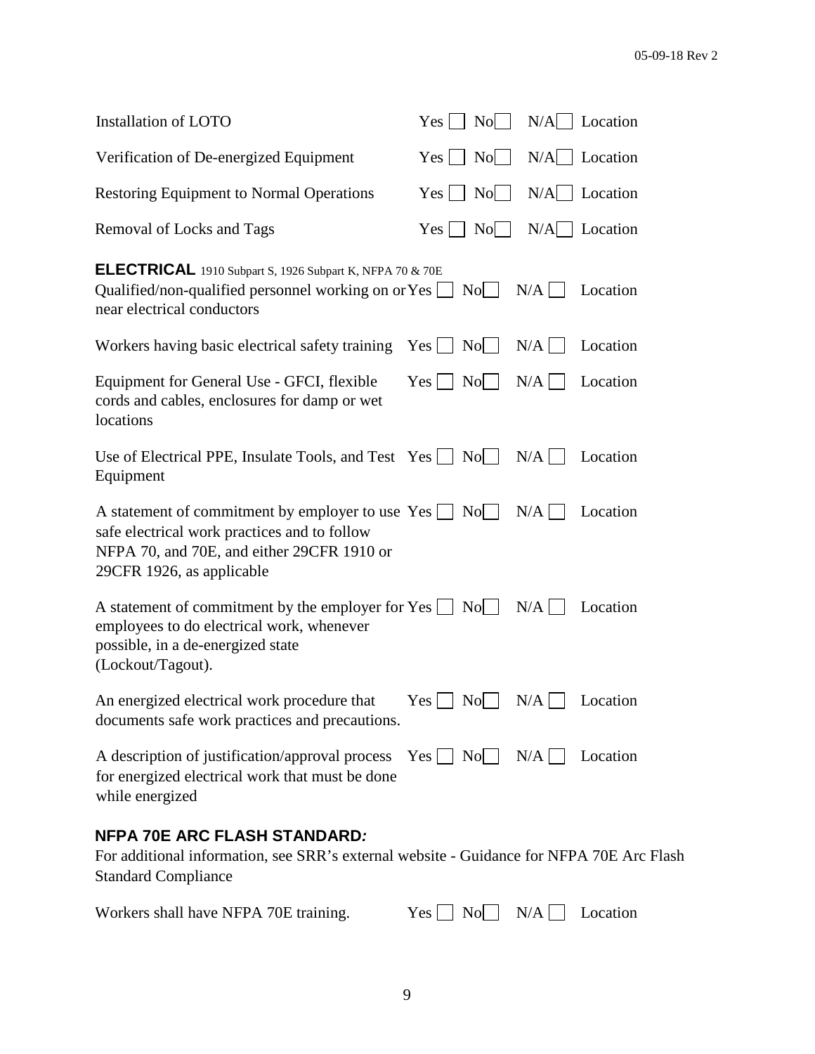| | | | | |
|---|---|---|---|---|
| Installation of LOTO | Yes ☐ | No☐ | N/A☐ | Location |
| Verification of De-energized Equipment | Yes ☐ | No☐ | N/A☐ | Location |
| Restoring Equipment to Normal Operations | Yes ☐ | No☐ | N/A☐ | Location |
| Removal of Locks and Tags | Yes ☐ | No☐ | N/A☐ | Location |

## ELECTRICAL 1910 Subpart S, 1926 Subpart K, NFPA 70 & 70E

| | | | | |
|---|---|---|---|---|
| Qualified/non-qualified personnel working on or near electrical conductors | Yes ☐ | No☐ | N/A ☐ | Location |
| Workers having basic electrical safety training | Yes ☐ | No☐ | N/A ☐ | Location |
| Equipment for General Use - GFCI, flexible cords and cables, enclosures for damp or wet locations | Yes ☐ | No☐ | N/A ☐ | Location |
| Use of Electrical PPE, Insulate Tools, and Test Equipment | Yes ☐ | No☐ | N/A ☐ | Location |
| A statement of commitment by employer to use safe electrical work practices and to follow NFPA 70, and 70E, and either 29CFR 1910 or 29CFR 1926, as applicable | Yes ☐ | No☐ | N/A ☐ | Location |
| A statement of commitment by the employer for employees to do electrical work, whenever possible, in a de-energized state (Lockout/Tagout). | Yes ☐ | No☐ | N/A ☐ | Location |
| An energized electrical work procedure that documents safe work practices and precautions. | Yes ☐ | No☐ | N/A ☐ | Location |
| A description of justification/approval process for energized electrical work that must be done while energized | Yes ☐ | No☐ | N/A ☐ | Location |

## NFPA 70E ARC FLASH STANDARD*:*

For additional information, see SRR's external website - Guidance for NFPA 70E Arc Flash Standard Compliance

| | | | | |
|---|---|---|---|---|
| Workers shall have NFPA 70E training. | Yes ☐ | No☐ | N/A ☐ | Location |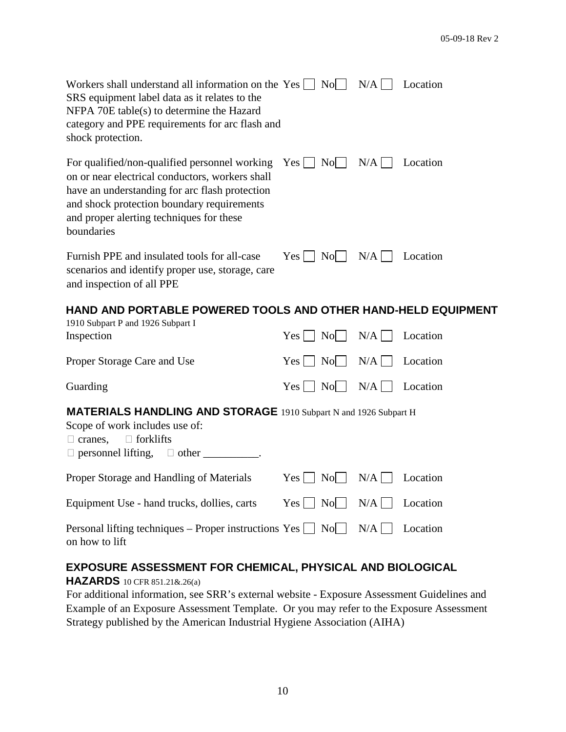| | | | | |
|---|---|---|---|---|
| Workers shall understand all information on the SRS equipment label data as it relates to the NFPA 70E table(s) to determine the Hazard category and PPE requirements for arc flash and shock protection. | Yes ☐ | No☐ | N/A ☐ | Location |
| For qualified/non-qualified personnel working on or near electrical conductors, workers shall have an understanding for arc flash protection and shock protection boundary requirements and proper alerting techniques for these boundaries | Yes ☐ | No☐ | N/A ☐ | Location |
| Furnish PPE and insulated tools for all-case scenarios and identify proper use, storage, care and inspection of all PPE | Yes ☐ | No☐ | N/A ☐ | Location |

## HAND AND PORTABLE POWERED TOOLS AND OTHER HAND-HELD EQUIPMENT

1910 Subpart P and 1926 Subpart I

| | | | | |
|---|---|---|---|---|
| Inspection | Yes ☐ | No☐ | N/A ☐ | Location |
| Proper Storage Care and Use | Yes ☐ | No☐ | N/A ☐ | Location |
| Guarding | Yes ☐ | No☐ | N/A ☐ | Location |

## MATERIALS HANDLING AND STORAGE 1910 Subpart N and 1926 Subpart H

Scope of work includes use of:

☐ cranes, ☐ forklifts

☐ personnel lifting, ☐ other __________.

| | | | | |
|---|---|---|---|---|
| Proper Storage and Handling of Materials | Yes ☐ | No☐ | N/A ☐ | Location |
| Equipment Use - hand trucks, dollies, carts | Yes ☐ | No☐ | N/A ☐ | Location |
| Personal lifting techniques – Proper instructions on how to lift | Yes ☐ | No☐ | N/A ☐ | Location |

## EXPOSURE ASSESSMENT FOR CHEMICAL, PHYSICAL AND BIOLOGICAL HAZARDS 10 CFR 851.21&.26(a)

For additional information, see SRR's external website - Exposure Assessment Guidelines and Example of an Exposure Assessment Template. Or you may refer to the Exposure Assessment Strategy published by the American Industrial Hygiene Association (AIHA)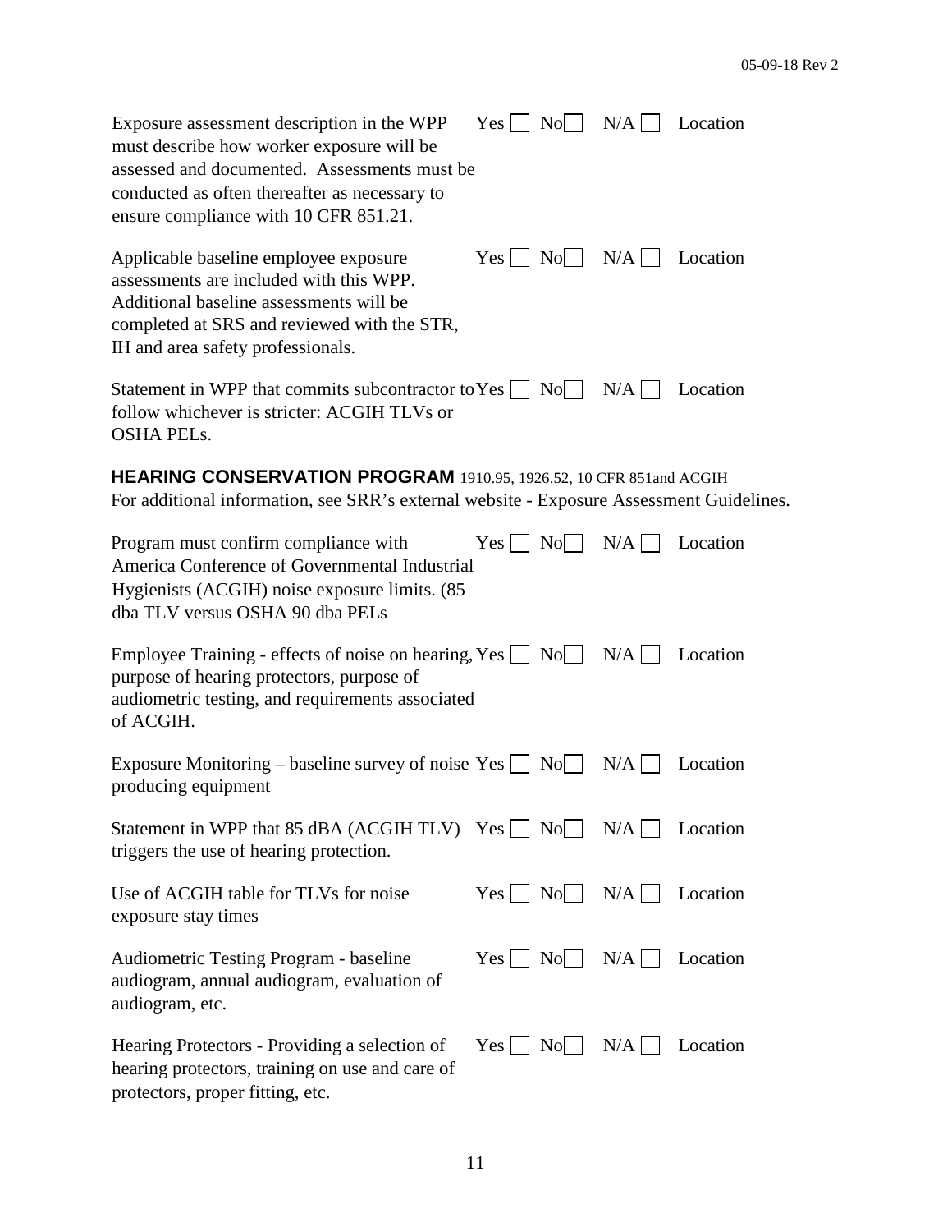| | | | | |
|---|---|---|---|---|
| Exposure assessment description in the WPP must describe how worker exposure will be assessed and documented. Assessments must be conducted as often thereafter as necessary to ensure compliance with 10 CFR 851.21. | Yes ☐ | No☐ | N/A ☐ | Location |
| Applicable baseline employee exposure assessments are included with this WPP. Additional baseline assessments will be completed at SRS and reviewed with the STR, IH and area safety professionals. | Yes ☐ | No☐ | N/A ☐ | Location |
| Statement in WPP that commits subcontractor to follow whichever is stricter: ACGIH TLVs or OSHA PELs. | Yes ☐ | No☐ | N/A ☐ | Location |

**HEARING CONSERVATION PROGRAM** 1910.95, 1926.52, 10 CFR 851and ACGIH

For additional information, see SRR's external website - Exposure Assessment Guidelines.

| | | | | |
|---|---|---|---|---|
| Program must confirm compliance with America Conference of Governmental Industrial Hygienists (ACGIH) noise exposure limits. (85 dba TLV versus OSHA 90 dba PELs | Yes ☐ | No☐ | N/A ☐ | Location |
| Employee Training - effects of noise on hearing, purpose of hearing protectors, purpose of audiometric testing, and requirements associated of ACGIH. | Yes ☐ | No☐ | N/A ☐ | Location |
| Exposure Monitoring – baseline survey of noise producing equipment | Yes ☐ | No☐ | N/A ☐ | Location |
| Statement in WPP that 85 dBA (ACGIH TLV) triggers the use of hearing protection. | Yes ☐ | No☐ | N/A ☐ | Location |
| Use of ACGIH table for TLVs for noise exposure stay times | Yes ☐ | No☐ | N/A ☐ | Location |
| Audiometric Testing Program - baseline audiogram, annual audiogram, evaluation of audiogram, etc. | Yes ☐ | No☐ | N/A ☐ | Location |
| Hearing Protectors - Providing a selection of hearing protectors, training on use and care of protectors, proper fitting, etc. | Yes ☐ | No☐ | N/A ☐ | Location |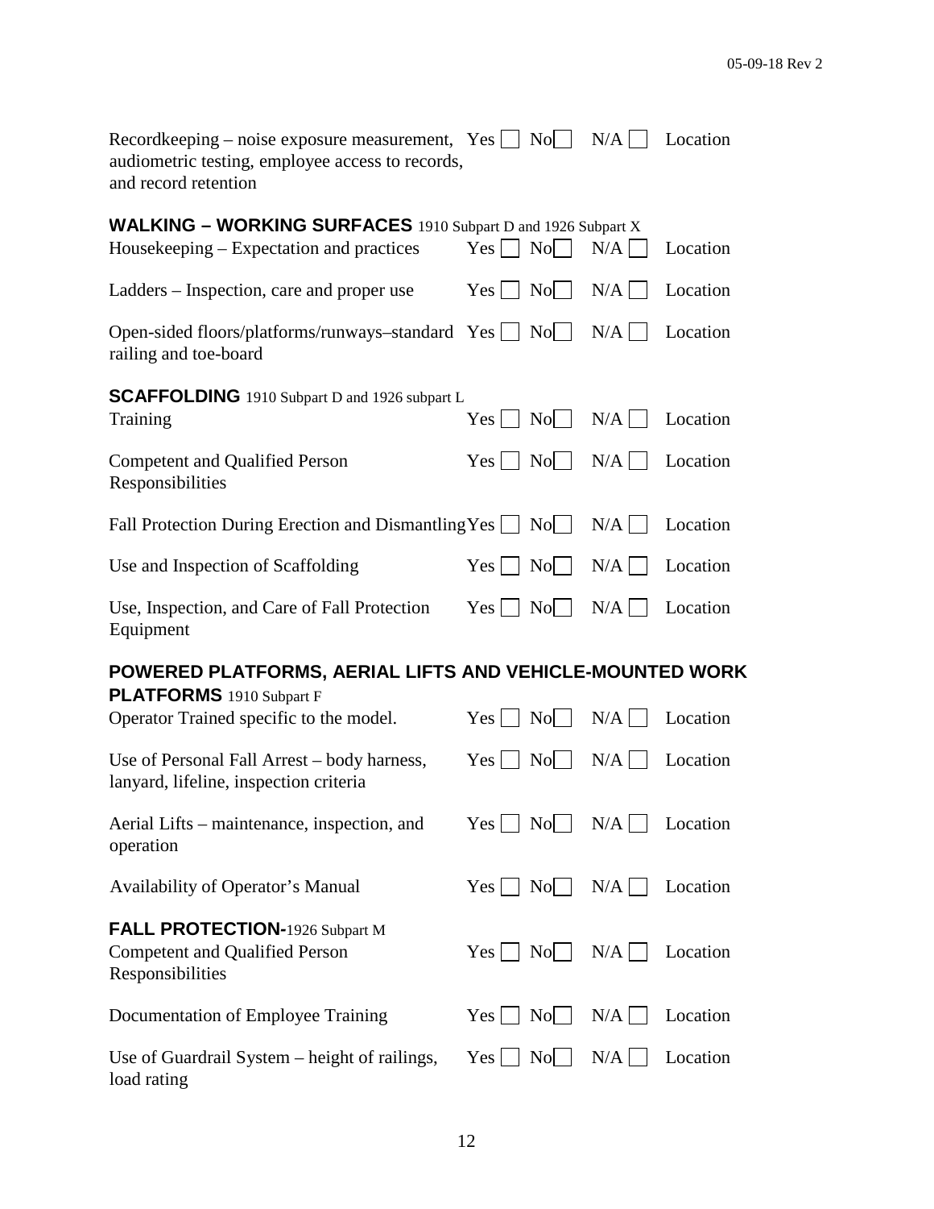| | | | | |
|---|---|---|---|---|
| Recordkeeping – noise exposure measurement, audiometric testing, employee access to records, and record retention | Yes ☐ | No☐ | N/A ☐ | Location |

**WALKING – WORKING SURFACES** 1910 Subpart D and 1926 Subpart X

| | | | | |
|---|---|---|---|---|
| Housekeeping – Expectation and practices | Yes ☐ | No☐ | N/A ☐ | Location |
| Ladders – Inspection, care and proper use | Yes ☐ | No☐ | N/A ☐ | Location |
| Open-sided floors/platforms/runways–standard railing and toe-board | Yes ☐ | No☐ | N/A ☐ | Location |

**SCAFFOLDING** 1910 Subpart D and 1926 subpart L

| | | | | |
|---|---|---|---|---|
| Training | Yes ☐ | No☐ | N/A ☐ | Location |
| Competent and Qualified Person Responsibilities | Yes ☐ | No☐ | N/A ☐ | Location |
| Fall Protection During Erection and Dismantling | Yes ☐ | No☐ | N/A ☐ | Location |
| Use and Inspection of Scaffolding | Yes ☐ | No☐ | N/A ☐ | Location |
| Use, Inspection, and Care of Fall Protection Equipment | Yes ☐ | No☐ | N/A ☐ | Location |

**POWERED PLATFORMS, AERIAL LIFTS AND VEHICLE-MOUNTED WORK PLATFORMS** 1910 Subpart F

| | | | | |
|---|---|---|---|---|
| Operator Trained specific to the model. | Yes ☐ | No☐ | N/A ☐ | Location |
| Use of Personal Fall Arrest – body harness, lanyard, lifeline, inspection criteria | Yes ☐ | No☐ | N/A ☐ | Location |
| Aerial Lifts – maintenance, inspection, and operation | Yes ☐ | No☐ | N/A ☐ | Location |
| Availability of Operator's Manual | Yes ☐ | No☐ | N/A ☐ | Location |

**FALL PROTECTION-**1926 Subpart M

| | | | | |
|---|---|---|---|---|
| Competent and Qualified Person Responsibilities | Yes ☐ | No☐ | N/A ☐ | Location |
| Documentation of Employee Training | Yes ☐ | No☐ | N/A ☐ | Location |
| Use of Guardrail System – height of railings, load rating | Yes ☐ | No☐ | N/A ☐ | Location |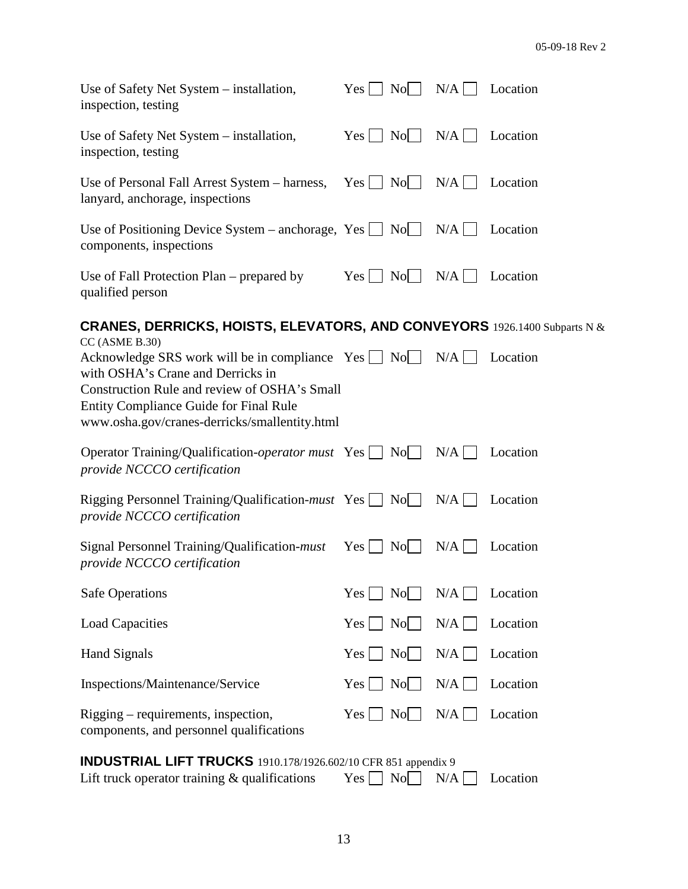| | | | | |
|---|---|---|---|---|
| Use of Safety Net System – installation, inspection, testing | Yes ☐ | No☐ | N/A ☐ | Location |
| Use of Safety Net System – installation, inspection, testing | Yes ☐ | No☐ | N/A ☐ | Location |
| Use of Personal Fall Arrest System – harness, lanyard, anchorage, inspections | Yes ☐ | No☐ | N/A ☐ | Location |
| Use of Positioning Device System – anchorage, components, inspections | Yes ☐ | No☐ | N/A ☐ | Location |
| Use of Fall Protection Plan – prepared by qualified person | Yes ☐ | No☐ | N/A ☐ | Location |

## CRANES, DERRICKS, HOISTS, ELEVATORS, AND CONVEYORS 1926.1400 Subparts N & CC (ASME B.30)

| | | | | |
|---|---|---|---|---|
| Acknowledge SRS work will be in compliance with OSHA's Crane and Derricks in Construction Rule and review of OSHA's Small Entity Compliance Guide for Final Rule www.osha.gov/cranes-derricks/smallentity.html | Yes ☐ | No☐ | N/A ☐ | Location |
| Operator Training/Qualification-*operator must provide NCCCO certification* | Yes ☐ | No☐ | N/A ☐ | Location |
| Rigging Personnel Training/Qualification-*must provide NCCCO certification* | Yes ☐ | No☐ | N/A ☐ | Location |
| Signal Personnel Training/Qualification-*must provide NCCCO certification* | Yes ☐ | No☐ | N/A ☐ | Location |
| Safe Operations | Yes ☐ | No☐ | N/A ☐ | Location |
| Load Capacities | Yes ☐ | No☐ | N/A ☐ | Location |
| Hand Signals | Yes ☐ | No☐ | N/A ☐ | Location |
| Inspections/Maintenance/Service | Yes ☐ | No☐ | N/A ☐ | Location |
| Rigging – requirements, inspection, components, and personnel qualifications | Yes ☐ | No☐ | N/A ☐ | Location |

## INDUSTRIAL LIFT TRUCKS 1910.178/1926.602/10 CFR 851 appendix 9

| | | | | |
|---|---|---|---|---|
| Lift truck operator training & qualifications | Yes ☐ | No☐ | N/A ☐ | Location |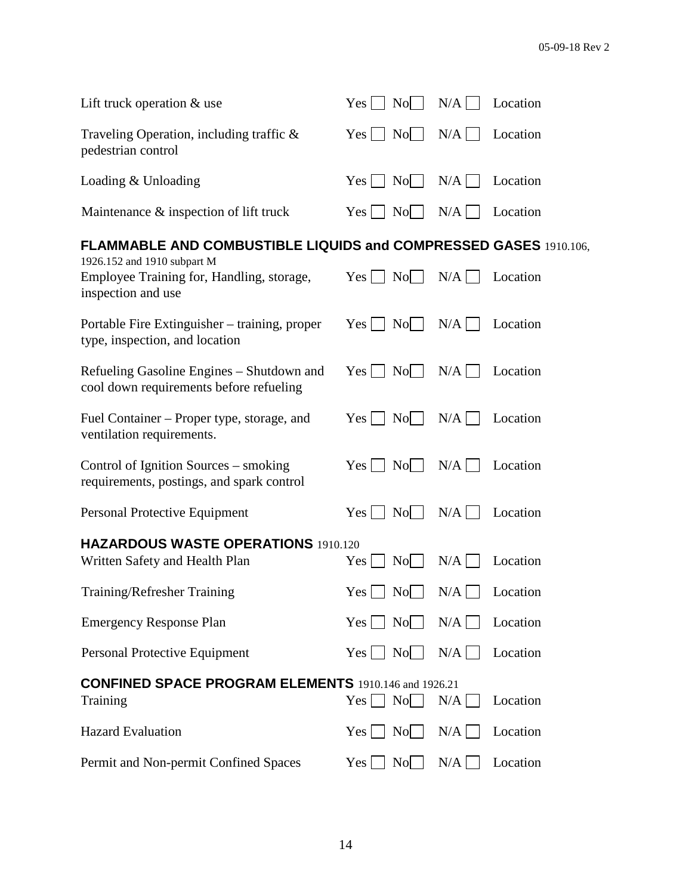| | | | | |
|---|---|---|---|---|
| Lift truck operation & use | Yes ☐ | No ☐ | N/A ☐ | Location |
| Traveling Operation, including traffic & pedestrian control | Yes ☐ | No ☐ | N/A ☐ | Location |
| Loading & Unloading | Yes ☐ | No ☐ | N/A ☐ | Location |
| Maintenance & inspection of lift truck | Yes ☐ | No ☐ | N/A ☐ | Location |

### FLAMMABLE AND COMBUSTIBLE LIQUIDS and COMPRESSED GASES 1910.106, 1926.152 and 1910 subpart M

| | | | | |
|---|---|---|---|---|
| Employee Training for, Handling, storage, inspection and use | Yes ☐ | No ☐ | N/A ☐ | Location |
| Portable Fire Extinguisher – training, proper type, inspection, and location | Yes ☐ | No ☐ | N/A ☐ | Location |
| Refueling Gasoline Engines – Shutdown and cool down requirements before refueling | Yes ☐ | No ☐ | N/A ☐ | Location |
| Fuel Container – Proper type, storage, and ventilation requirements. | Yes ☐ | No ☐ | N/A ☐ | Location |
| Control of Ignition Sources – smoking requirements, postings, and spark control | Yes ☐ | No ☐ | N/A ☐ | Location |
| Personal Protective Equipment | Yes ☐ | No ☐ | N/A ☐ | Location |

### HAZARDOUS WASTE OPERATIONS 1910.120

| | | | | |
|---|---|---|---|---|
| Written Safety and Health Plan | Yes ☐ | No ☐ | N/A ☐ | Location |
| Training/Refresher Training | Yes ☐ | No ☐ | N/A ☐ | Location |
| Emergency Response Plan | Yes ☐ | No ☐ | N/A ☐ | Location |
| Personal Protective Equipment | Yes ☐ | No ☐ | N/A ☐ | Location |

### CONFINED SPACE PROGRAM ELEMENTS 1910.146 and 1926.21

| | | | | |
|---|---|---|---|---|
| Training | Yes ☐ | No ☐ | N/A ☐ | Location |
| Hazard Evaluation | Yes ☐ | No ☐ | N/A ☐ | Location |
| Permit and Non-permit Confined Spaces | Yes ☐ | No ☐ | N/A ☐ | Location |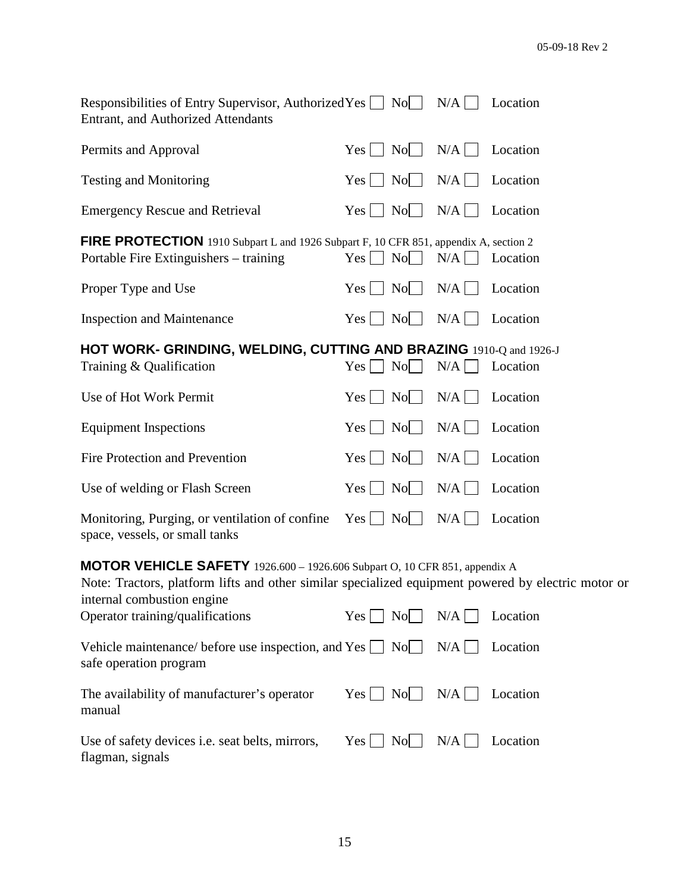| | | | | |
|---|---|---|---|---|
| Responsibilities of Entry Supervisor, Authorized Entrant, and Authorized Attendants | Yes ☐ | No☐ | N/A ☐ | Location |
| Permits and Approval | Yes ☐ | No☐ | N/A ☐ | Location |
| Testing and Monitoring | Yes ☐ | No☐ | N/A ☐ | Location |
| Emergency Rescue and Retrieval | Yes ☐ | No☐ | N/A ☐ | Location |

**FIRE PROTECTION** 1910 Subpart L and 1926 Subpart F, 10 CFR 851, appendix A, section 2

| | | | | |
|---|---|---|---|---|
| Portable Fire Extinguishers – training | Yes ☐ | No☐ | N/A ☐ | Location |
| Proper Type and Use | Yes ☐ | No☐ | N/A ☐ | Location |
| Inspection and Maintenance | Yes ☐ | No☐ | N/A ☐ | Location |

**HOT WORK- GRINDING, WELDING, CUTTING AND BRAZING** 1910-Q and 1926-J

| | | | | |
|---|---|---|---|---|
| Training & Qualification | Yes ☐ | No☐ | N/A ☐ | Location |
| Use of Hot Work Permit | Yes ☐ | No☐ | N/A ☐ | Location |
| Equipment Inspections | Yes ☐ | No☐ | N/A ☐ | Location |
| Fire Protection and Prevention | Yes ☐ | No☐ | N/A ☐ | Location |
| Use of welding or Flash Screen | Yes ☐ | No☐ | N/A ☐ | Location |
| Monitoring, Purging, or ventilation of confine space, vessels, or small tanks | Yes ☐ | No☐ | N/A ☐ | Location |

**MOTOR VEHICLE SAFETY** 1926.600 – 1926.606 Subpart O, 10 CFR 851, appendix A

Note: Tractors, platform lifts and other similar specialized equipment powered by electric motor or internal combustion engine

| | | | | |
|---|---|---|---|---|
| Operator training/qualifications | Yes ☐ | No☐ | N/A ☐ | Location |
| Vehicle maintenance/ before use inspection, and safe operation program | Yes ☐ | No☐ | N/A ☐ | Location |
| The availability of manufacturer's operator manual | Yes ☐ | No☐ | N/A ☐ | Location |
| Use of safety devices i.e. seat belts, mirrors, flagman, signals | Yes ☐ | No☐ | N/A ☐ | Location |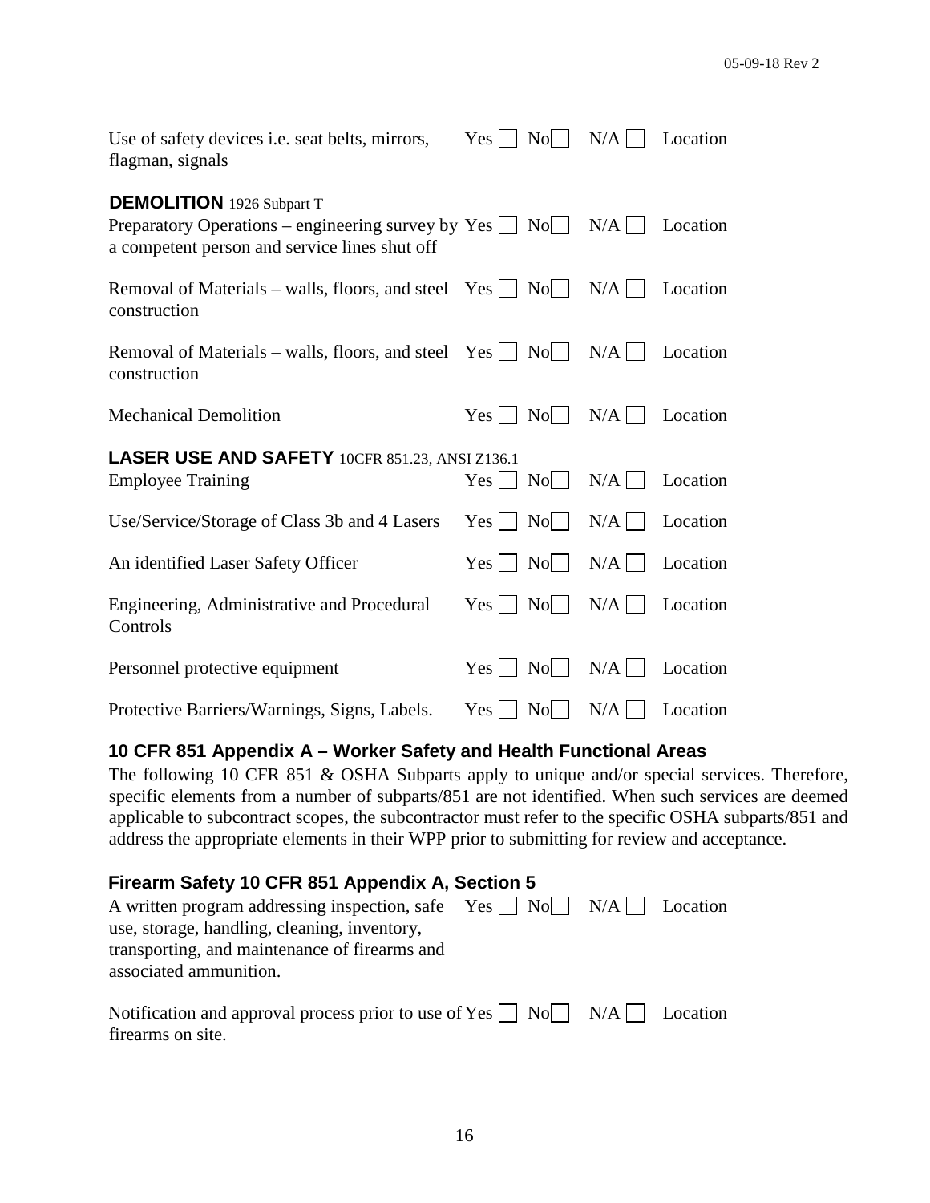Use of safety devices i.e. seat belts, mirrors, flagman, signals Yes ☐ No☐ N/A ☐ Location

**DEMOLITION** 1926 Subpart T

Preparatory Operations – engineering survey by a competent person and service lines shut off Yes ☐ No☐ N/A ☐ Location

Removal of Materials – walls, floors, and steel construction Yes ☐ No☐ N/A ☐ Location

Removal of Materials – walls, floors, and steel construction Yes ☐ No☐ N/A ☐ Location

Mechanical Demolition Yes ☐ No☐ N/A ☐ Location

**LASER USE AND SAFETY** 10CFR 851.23, ANSI Z136.1

Employee Training Yes ☐ No☐ N/A ☐ Location

Use/Service/Storage of Class 3b and 4 Lasers Yes ☐ No☐ N/A ☐ Location

An identified Laser Safety Officer Yes ☐ No☐ N/A ☐ Location

Engineering, Administrative and Procedural Controls Yes ☐ No☐ N/A ☐ Location

Personnel protective equipment Yes ☐ No☐ N/A ☐ Location

Protective Barriers/Warnings, Signs, Labels. Yes ☐ No☐ N/A ☐ Location

## 10 CFR 851 Appendix A – Worker Safety and Health Functional Areas

The following 10 CFR 851 & OSHA Subparts apply to unique and/or special services. Therefore, specific elements from a number of subparts/851 are not identified. When such services are deemed applicable to subcontract scopes, the subcontractor must refer to the specific OSHA subparts/851 and address the appropriate elements in their WPP prior to submitting for review and acceptance.

### Firearm Safety 10 CFR 851 Appendix A, Section 5

A written program addressing inspection, safe use, storage, handling, cleaning, inventory, transporting, and maintenance of firearms and associated ammunition. Yes ☐ No☐ N/A ☐ Location

Notification and approval process prior to use of firearms on site. Yes ☐ No☐ N/A ☐ Location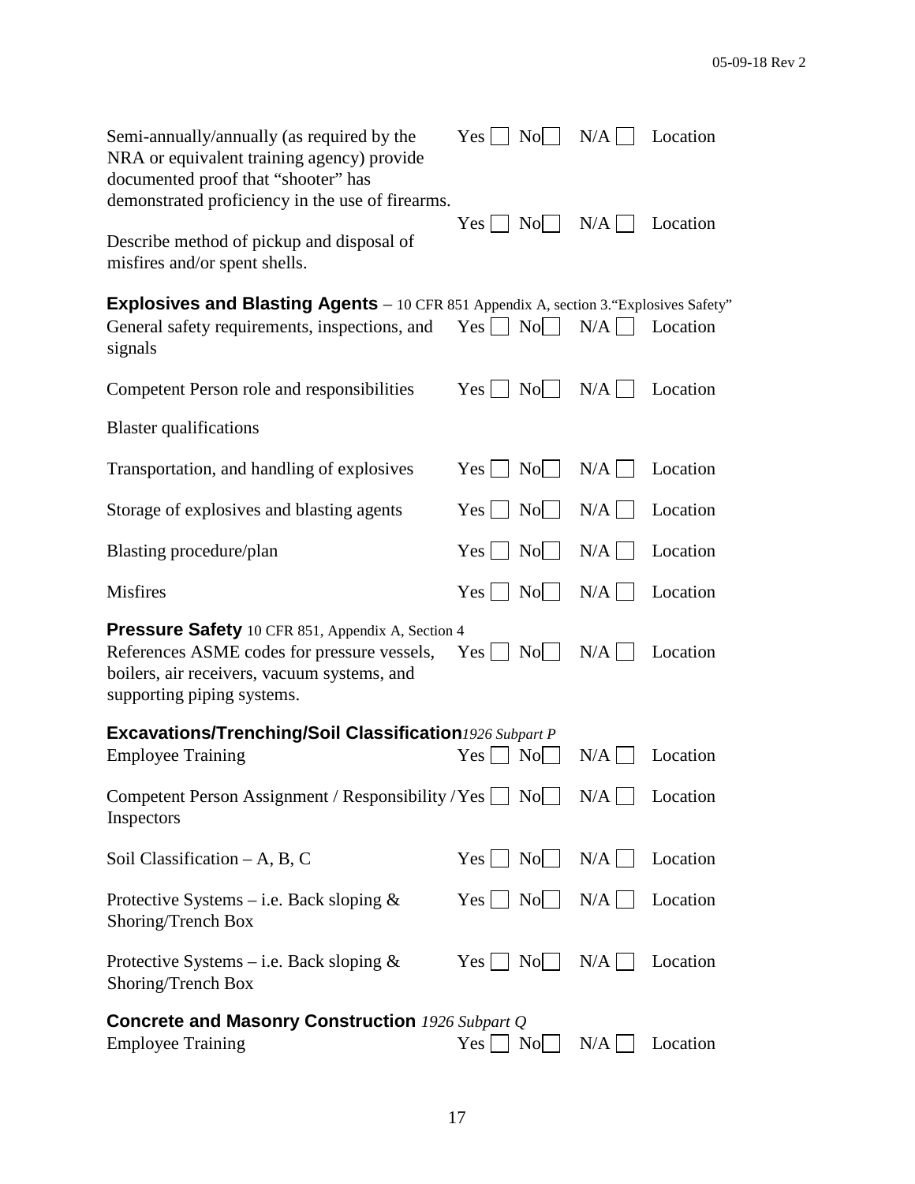| Item | Yes | No | N/A | Location |
| --- | --- | --- | --- | --- |
| Semi-annually/annually (as required by the NRA or equivalent training agency) provide documented proof that "shooter" has demonstrated proficiency in the use of firearms. | Yes ☐ | No ☐ | N/A ☐ | Location |
| Describe method of pickup and disposal of misfires and/or spent shells. | Yes ☐ | No ☐ | N/A ☐ | Location |

**Explosives and Blasting Agents** – 10 CFR 851 Appendix A, section 3."Explosives Safety"

| Item | Yes | No | N/A | Location |
| --- | --- | --- | --- | --- |
| General safety requirements, inspections, and signals | Yes ☐ | No ☐ | N/A ☐ | Location |
| Competent Person role and responsibilities | Yes ☐ | No ☐ | N/A ☐ | Location |
| Blaster qualifications | | | | |
| Transportation, and handling of explosives | Yes ☐ | No ☐ | N/A ☐ | Location |
| Storage of explosives and blasting agents | Yes ☐ | No ☐ | N/A ☐ | Location |
| Blasting procedure/plan | Yes ☐ | No ☐ | N/A ☐ | Location |
| Misfires | Yes ☐ | No ☐ | N/A ☐ | Location |

**Pressure Safety** 10 CFR 851, Appendix A, Section 4

| Item | Yes | No | N/A | Location |
| --- | --- | --- | --- | --- |
| References ASME codes for pressure vessels, boilers, air receivers, vacuum systems, and supporting piping systems. | Yes ☐ | No ☐ | N/A ☐ | Location |

**Excavations/Trenching/Soil Classification** *1926 Subpart P*

| Item | Yes | No | N/A | Location |
| --- | --- | --- | --- | --- |
| Employee Training | Yes ☐ | No ☐ | N/A ☐ | Location |
| Competent Person Assignment / Responsibility / Inspectors | Yes ☐ | No ☐ | N/A ☐ | Location |
| Soil Classification – A, B, C | Yes ☐ | No ☐ | N/A ☐ | Location |
| Protective Systems – i.e. Back sloping & Shoring/Trench Box | Yes ☐ | No ☐ | N/A ☐ | Location |
| Protective Systems – i.e. Back sloping & Shoring/Trench Box | Yes ☐ | No ☐ | N/A ☐ | Location |

**Concrete and Masonry Construction** *1926 Subpart Q*

| Item | Yes | No | N/A | Location |
| --- | --- | --- | --- | --- |
| Employee Training | Yes ☐ | No ☐ | N/A ☐ | Location |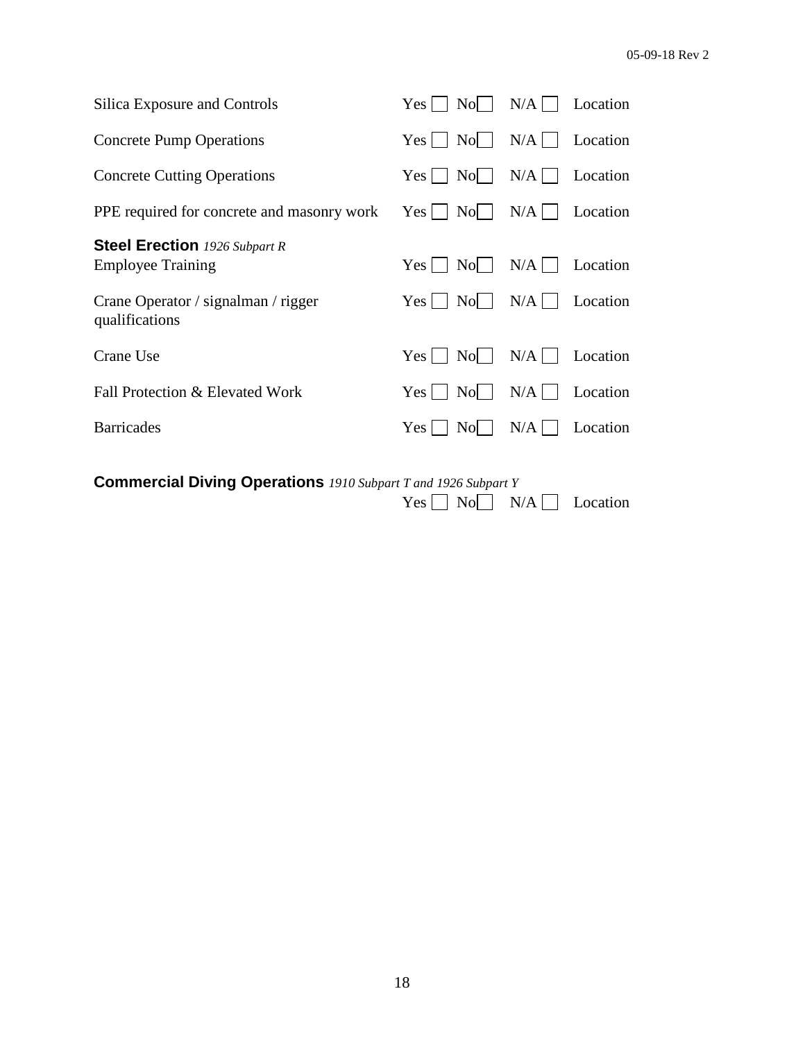| | | | | |
|---|---|---|---|---|
| Silica Exposure and Controls | Yes ☐ | No ☐ | N/A ☐ | Location |
| Concrete Pump Operations | Yes ☐ | No ☐ | N/A ☐ | Location |
| Concrete Cutting Operations | Yes ☐ | No ☐ | N/A ☐ | Location |
| PPE required for concrete and masonry work | Yes ☐ | No ☐ | N/A ☐ | Location |

**Steel Erection** *1926 Subpart R*

| | | | | |
|---|---|---|---|---|
| Employee Training | Yes ☐ | No ☐ | N/A ☐ | Location |
| Crane Operator / signalman / rigger qualifications | Yes ☐ | No ☐ | N/A ☐ | Location |
| Crane Use | Yes ☐ | No ☐ | N/A ☐ | Location |
| Fall Protection & Elevated Work | Yes ☐ | No ☐ | N/A ☐ | Location |
| Barricades | Yes ☐ | No ☐ | N/A ☐ | Location |

**Commercial Diving Operations** *1910 Subpart T and 1926 Subpart Y*

Yes ☐ No ☐ N/A ☐ Location